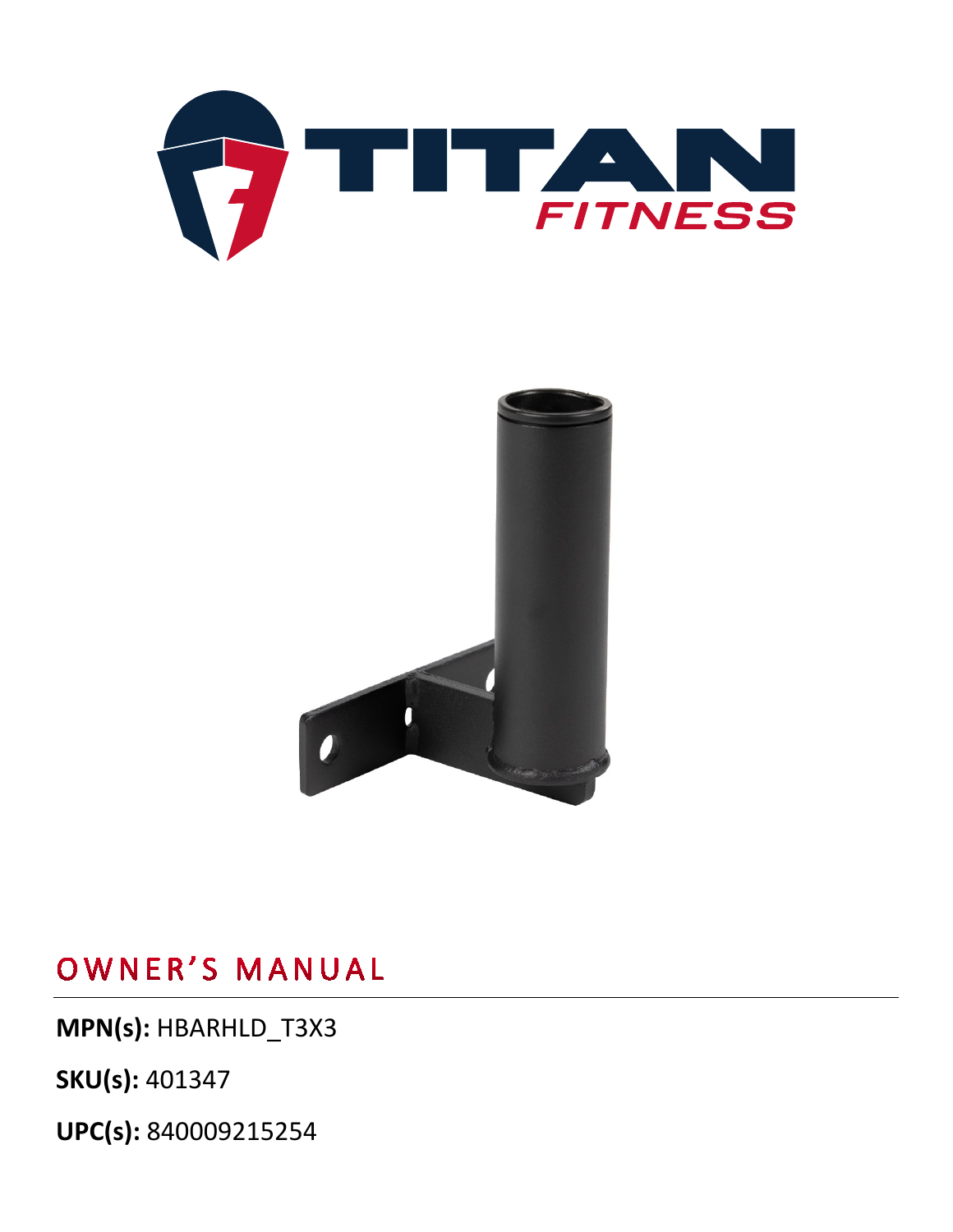# OWNER'S MANUAL

**MPN(s):** HBARHLD_T3X3

**SKU(s):** 401347

**UPC(s):** 840009215254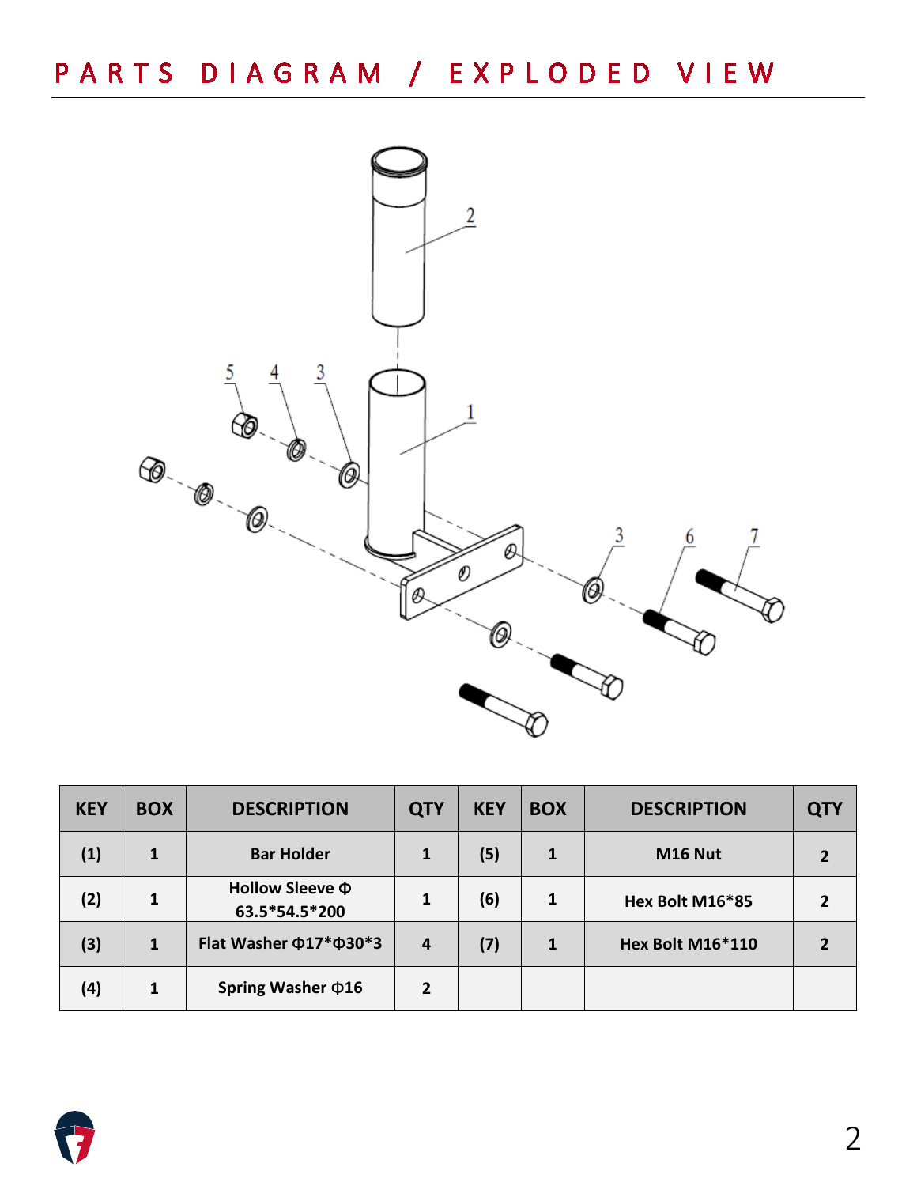# PARTS DIAGRAM / EXPLODED VIEW

| KEY | BOX | DESCRIPTION | QTY | KEY | BOX | DESCRIPTION | QTY |
|---|---|---|---|---|---|---|---|
| (1) | 1 | Bar Holder | 1 | (5) | 1 | M16 Nut | 2 |
| (2) | 1 | Hollow Sleeve Φ 63.5*54.5*200 | 1 | (6) | 1 | Hex Bolt M16*85 | 2 |
| (3) | 1 | Flat Washer Φ17*Φ30*3 | 4 | (7) | 1 | Hex Bolt M16*110 | 2 |
| (4) | 1 | Spring Washer Φ16 | 2 | | | | |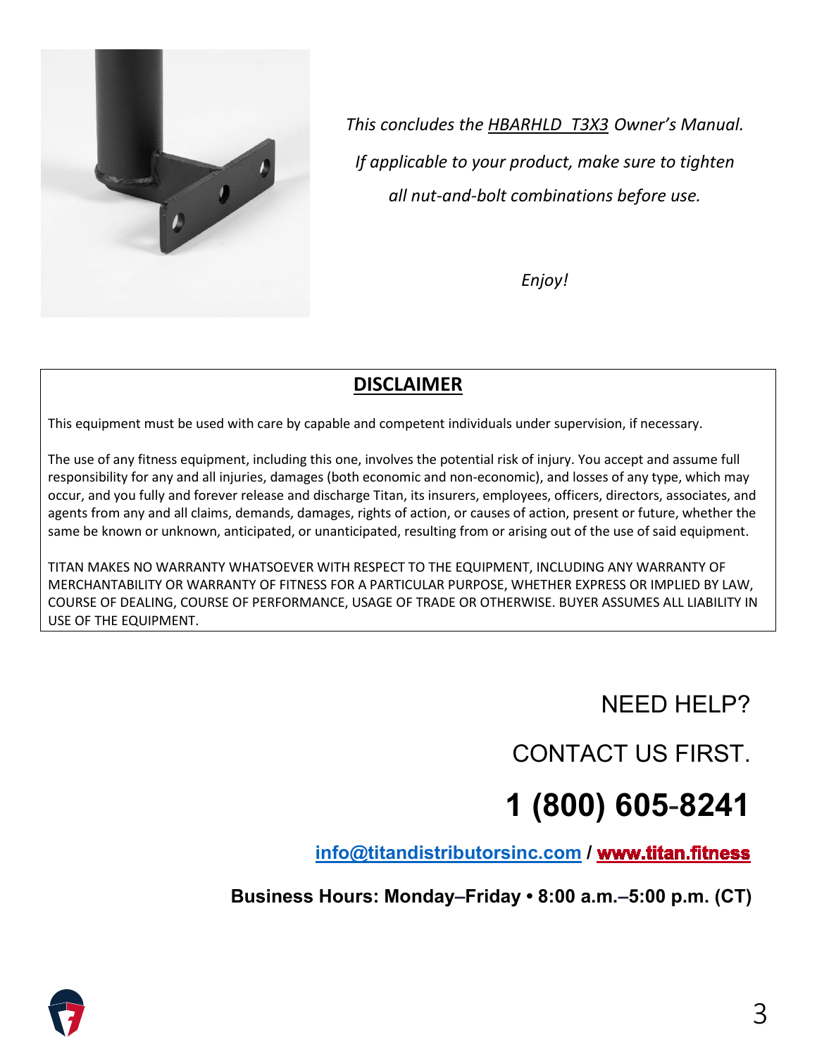*This concludes the HBARHLD_T3X3 Owner's Manual.*

*If applicable to your product, make sure to tighten all nut-and-bolt combinations before use.*

*Enjoy!*

## DISCLAIMER

This equipment must be used with care by capable and competent individuals under supervision, if necessary.

The use of any fitness equipment, including this one, involves the potential risk of injury. You accept and assume full responsibility for any and all injuries, damages (both economic and non-economic), and losses of any type, which may occur, and you fully and forever release and discharge Titan, its insurers, employees, officers, directors, associates, and agents from any and all claims, demands, damages, rights of action, or causes of action, present or future, whether the same be known or unknown, anticipated, or unanticipated, resulting from or arising out of the use of said equipment.

TITAN MAKES NO WARRANTY WHATSOEVER WITH RESPECT TO THE EQUIPMENT, INCLUDING ANY WARRANTY OF MERCHANTABILITY OR WARRANTY OF FITNESS FOR A PARTICULAR PURPOSE, WHETHER EXPRESS OR IMPLIED BY LAW, COURSE OF DEALING, COURSE OF PERFORMANCE, USAGE OF TRADE OR OTHERWISE. BUYER ASSUMES ALL LIABILITY IN USE OF THE EQUIPMENT.

NEED HELP?

CONTACT US FIRST.

**1 (800) 605-8241**

**info@titandistributorsinc.com / www.titan.fitness**

**Business Hours: Monday–Friday • 8:00 a.m.–5:00 p.m. (CT)**